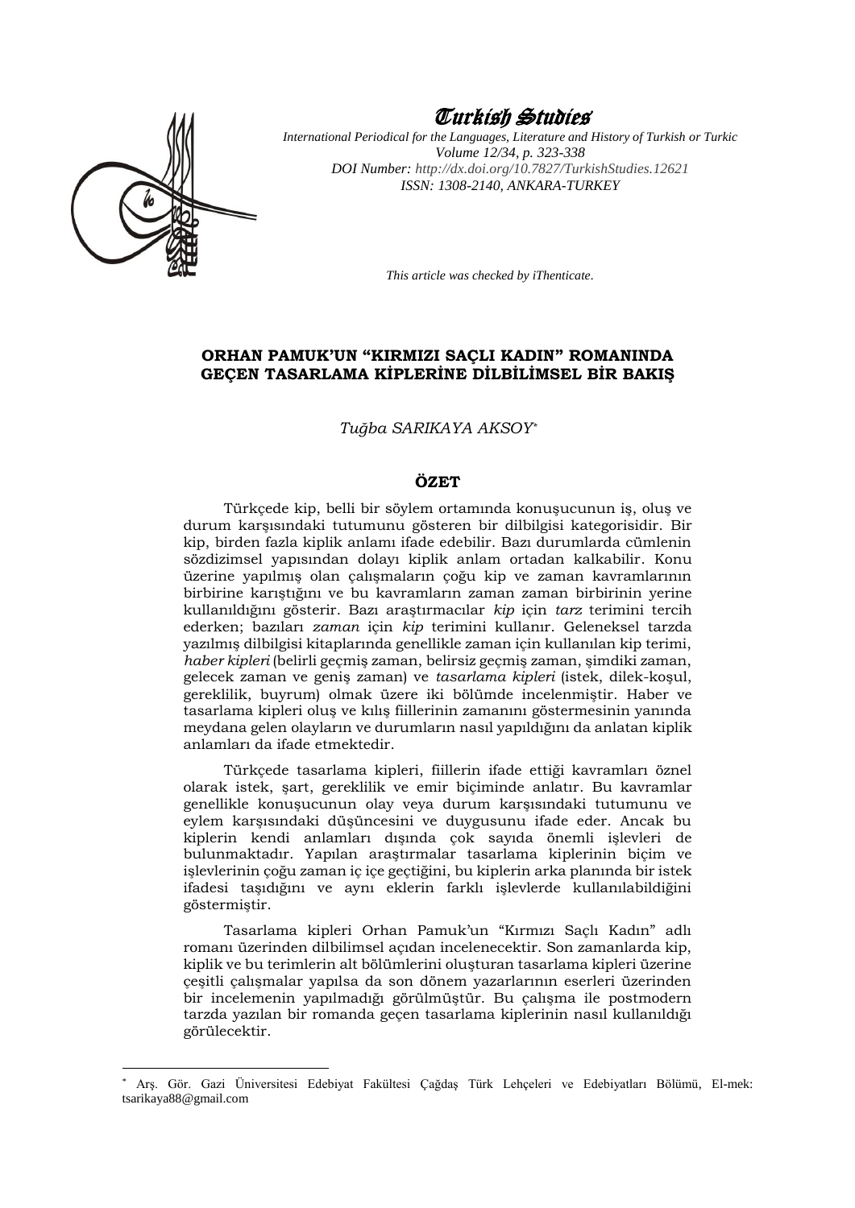# Turkish Studies

*International Periodical for the Languages, Literature and History of Turkish or Turkic*
*Volume 12/34, p. 323-338*
*DOI Number: http://dx.doi.org/10.7827/TurkishStudies.12621*
*ISSN: 1308-2140, ANKARA-TURKEY*

*This article was checked by iThenticate.*

## ORHAN PAMUK'UN "KIRMIZI SAÇLI KADIN" ROMANINDA GEÇEN TASARLAMA KİPLERİNE DİLBİLİMSEL BİR BAKIŞ

*Tuğba SARIKAYA AKSOY*[*]

### ÖZET

Türkçede kip, belli bir söylem ortamında konuşucunun iş, oluş ve durum karşısındaki tutumunu gösteren bir dilbilgisi kategorisidir. Bir kip, birden fazla kiplik anlamı ifade edebilir. Bazı durumlarda cümlenin sözdizimsel yapısından dolayı kiplik anlam ortadan kalkabilir. Konu üzerine yapılmış olan çalışmaların çoğu kip ve zaman kavramlarının birbirine karıştığını ve bu kavramların zaman zaman birbirinin yerine kullanıldığını gösterir. Bazı araştırmacılar *kip* için *tarz* terimini tercih ederken; bazıları *zaman* için *kip* terimini kullanır. Geleneksel tarzda yazılmış dilbilgisi kitaplarında genellikle zaman için kullanılan kip terimi, *haber kipleri* (belirli geçmiş zaman, belirsiz geçmiş zaman, şimdiki zaman, gelecek zaman ve geniş zaman) ve *tasarlama kipleri* (istek, dilek-koşul, gereklilik, buyrum) olmak üzere iki bölümde incelenmiştir. Haber ve tasarlama kipleri oluş ve kılış fiillerinin zamanını göstermesinin yanında meydana gelen olayların ve durumların nasıl yapıldığını da anlatan kiplik anlamları da ifade etmektedir.

Türkçede tasarlama kipleri, fiillerin ifade ettiği kavramları öznel olarak istek, şart, gereklilik ve emir biçiminde anlatır. Bu kavramlar genellikle konuşucunun olay veya durum karşısındaki tutumunu ve eylem karşısındaki düşüncesini ve duygusunu ifade eder. Ancak bu kiplerin kendi anlamları dışında çok sayıda önemli işlevleri de bulunmaktadır. Yapılan araştırmalar tasarlama kiplerinin biçim ve işlevlerinin çoğu zaman iç içe geçtiğini, bu kiplerin arka planında bir istek ifadesi taşıdığını ve aynı eklerin farklı işlevlerde kullanılabildiğini göstermiştir.

Tasarlama kipleri Orhan Pamuk'un "Kırmızı Saçlı Kadın" adlı romanı üzerinden dilbilimsel açıdan incelenecektir. Son zamanlarda kip, kiplik ve bu terimlerin alt bölümlerini oluşturan tasarlama kipleri üzerine çeşitli çalışmalar yapılsa da son dönem yazarlarının eserleri üzerinden bir incelemenin yapılmadığı görülmüştür. Bu çalışma ile postmodern tarzda yazılan bir romanda geçen tasarlama kiplerinin nasıl kullanıldığı görülecektir.

---

[*] Arş. Gör. Gazi Üniversitesi Edebiyat Fakültesi Çağdaş Türk Lehçeleri ve Edebiyatları Bölümü, El-mek: tsarikaya88@gmail.com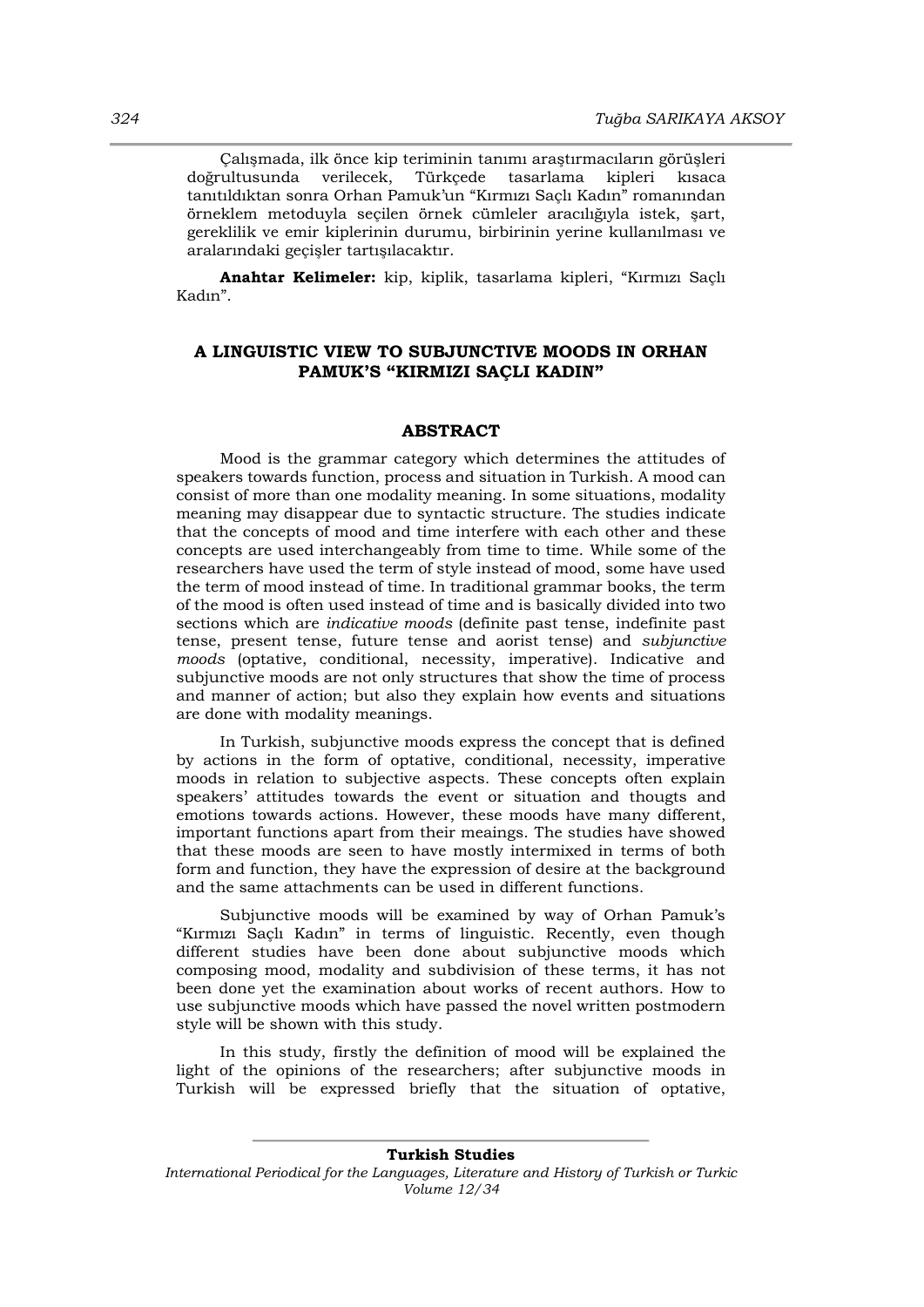Çalışmada, ilk önce kip teriminin tanımı araştırmacıların görüşleri doğrultusunda verilecek, Türkçede tasarlama kipleri kısaca tanıtıldıktan sonra Orhan Pamuk'un "Kırmızı Saçlı Kadın" romanından örneklem metoduyla seçilen örnek cümleler aracılığıyla istek, şart, gereklilik ve emir kiplerinin durumu, birbirinin yerine kullanılması ve aralarındaki geçişler tartışılacaktır.

**Anahtar Kelimeler:** kip, kiplik, tasarlama kipleri, "Kırmızı Saçlı Kadın".

## A LINGUISTIC VIEW TO SUBJUNCTIVE MOODS IN ORHAN PAMUK'S "KIRMIZI SAÇLI KADIN"

### ABSTRACT

Mood is the grammar category which determines the attitudes of speakers towards function, process and situation in Turkish. A mood can consist of more than one modality meaning. In some situations, modality meaning may disappear due to syntactic structure. The studies indicate that the concepts of mood and time interfere with each other and these concepts are used interchangeably from time to time. While some of the researchers have used the term of style instead of mood, some have used the term of mood instead of time. In traditional grammar books, the term of the mood is often used instead of time and is basically divided into two sections which are *indicative moods* (definite past tense, indefinite past tense, present tense, future tense and aorist tense) and *subjunctive moods* (optative, conditional, necessity, imperative). Indicative and subjunctive moods are not only structures that show the time of process and manner of action; but also they explain how events and situations are done with modality meanings.

In Turkish, subjunctive moods express the concept that is defined by actions in the form of optative, conditional, necessity, imperative moods in relation to subjective aspects. These concepts often explain speakers' attitudes towards the event or situation and thougts and emotions towards actions. However, these moods have many different, important functions apart from their meaings. The studies have showed that these moods are seen to have mostly intermixed in terms of both form and function, they have the expression of desire at the background and the same attachments can be used in different functions.

Subjunctive moods will be examined by way of Orhan Pamuk's "Kırmızı Saçlı Kadın" in terms of linguistic. Recently, even though different studies have been done about subjunctive moods which composing mood, modality and subdivision of these terms, it has not been done yet the examination about works of recent authors. How to use subjunctive moods which have passed the novel written postmodern style will be shown with this study.

In this study, firstly the definition of mood will be explained the light of the opinions of the researchers; after subjunctive moods in Turkish will be expressed briefly that the situation of optative,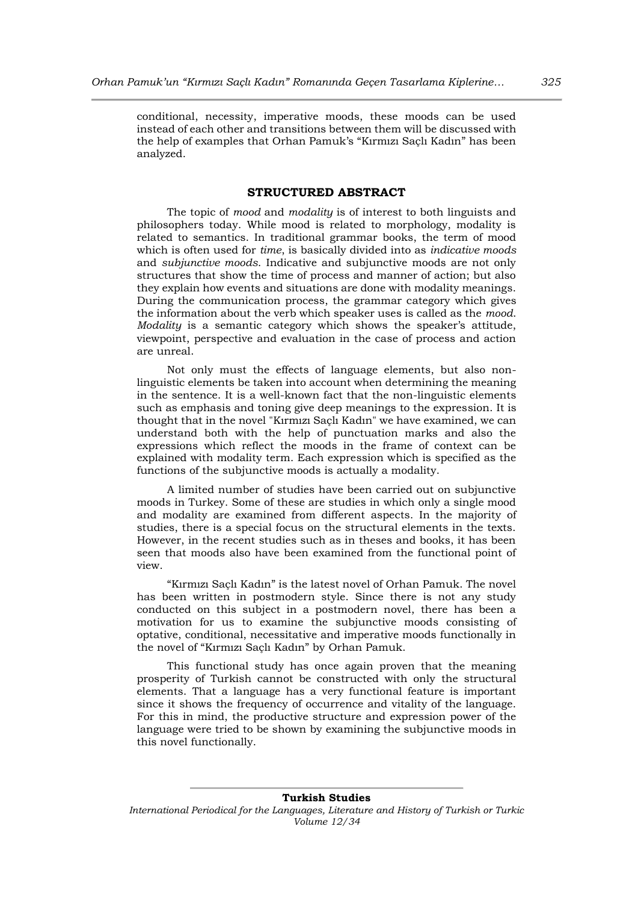conditional, necessity, imperative moods, these moods can be used instead of each other and transitions between them will be discussed with the help of examples that Orhan Pamuk's "Kırmızı Saçlı Kadın" has been analyzed.

## STRUCTURED ABSTRACT

The topic of *mood* and *modality* is of interest to both linguists and philosophers today. While mood is related to morphology, modality is related to semantics. In traditional grammar books, the term of mood which is often used for *time*, is basically divided into as *indicative moods* and *subjunctive moods*. Indicative and subjunctive moods are not only structures that show the time of process and manner of action; but also they explain how events and situations are done with modality meanings. During the communication process, the grammar category which gives the information about the verb which speaker uses is called as the *mood*. *Modality* is a semantic category which shows the speaker's attitude, viewpoint, perspective and evaluation in the case of process and action are unreal.

Not only must the effects of language elements, but also non-linguistic elements be taken into account when determining the meaning in the sentence. It is a well-known fact that the non-linguistic elements such as emphasis and toning give deep meanings to the expression. It is thought that in the novel "Kırmızı Saçlı Kadın" we have examined, we can understand both with the help of punctuation marks and also the expressions which reflect the moods in the frame of context can be explained with modality term. Each expression which is specified as the functions of the subjunctive moods is actually a modality.

A limited number of studies have been carried out on subjunctive moods in Turkey. Some of these are studies in which only a single mood and modality are examined from different aspects. In the majority of studies, there is a special focus on the structural elements in the texts. However, in the recent studies such as in theses and books, it has been seen that moods also have been examined from the functional point of view.

"Kırmızı Saçlı Kadın" is the latest novel of Orhan Pamuk. The novel has been written in postmodern style. Since there is not any study conducted on this subject in a postmodern novel, there has been a motivation for us to examine the subjunctive moods consisting of optative, conditional, necessitative and imperative moods functionally in the novel of "Kırmızı Saçlı Kadın" by Orhan Pamuk.

This functional study has once again proven that the meaning prosperity of Turkish cannot be constructed with only the structural elements. That a language has a very functional feature is important since it shows the frequency of occurrence and vitality of the language. For this in mind, the productive structure and expression power of the language were tried to be shown by examining the subjunctive moods in this novel functionally.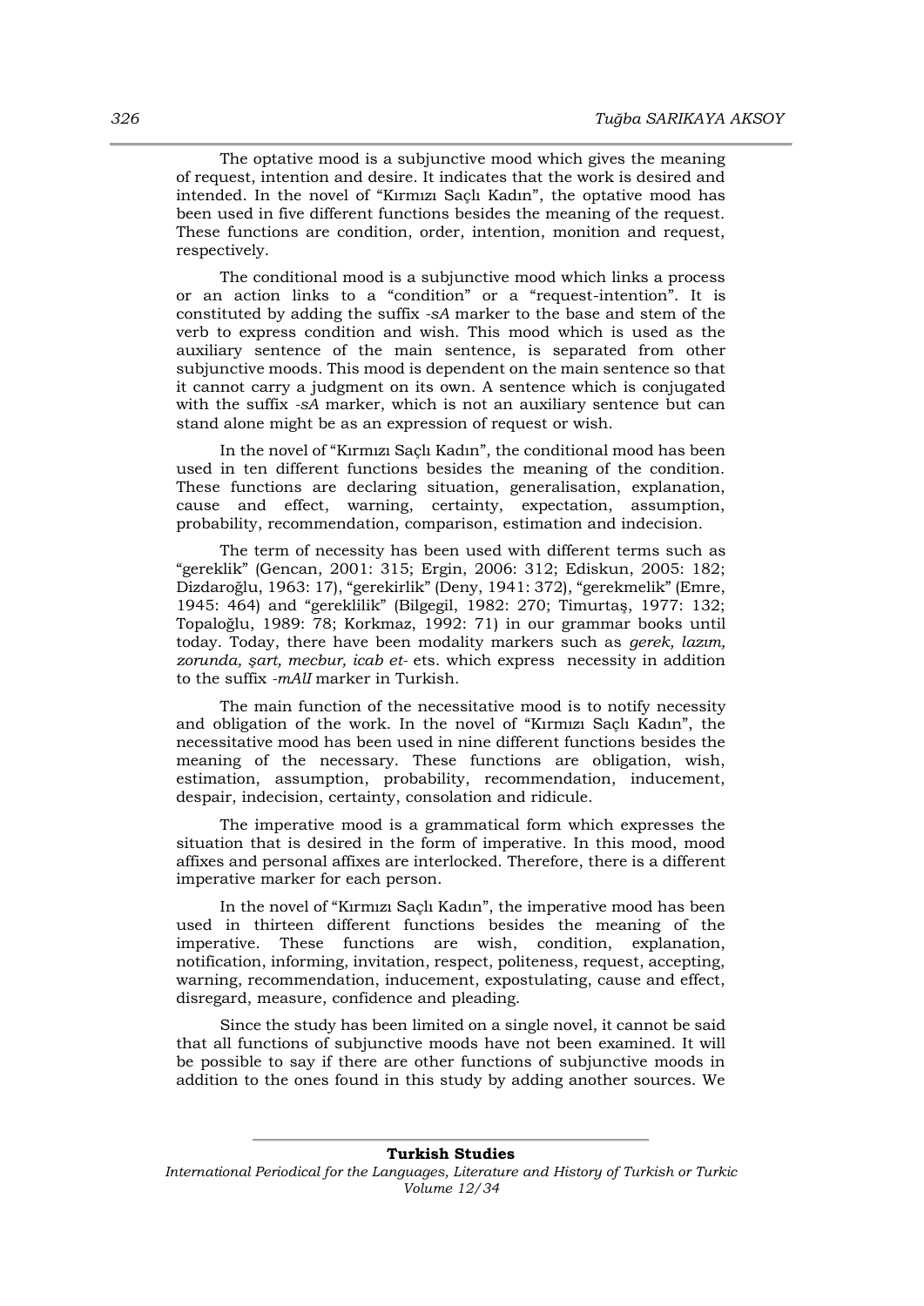The optative mood is a subjunctive mood which gives the meaning of request, intention and desire. It indicates that the work is desired and intended. In the novel of “Kırmızı Saçlı Kadın”, the optative mood has been used in five different functions besides the meaning of the request. These functions are condition, order, intention, monition and request, respectively.

The conditional mood is a subjunctive mood which links a process or an action links to a “condition” or a “request-intention”. It is constituted by adding the suffix *-sA* marker to the base and stem of the verb to express condition and wish. This mood which is used as the auxiliary sentence of the main sentence, is separated from other subjunctive moods. This mood is dependent on the main sentence so that it cannot carry a judgment on its own. A sentence which is conjugated with the suffix *-sA* marker, which is not an auxiliary sentence but can stand alone might be as an expression of request or wish.

In the novel of “Kırmızı Saçlı Kadın”, the conditional mood has been used in ten different functions besides the meaning of the condition. These functions are declaring situation, generalisation, explanation, cause and effect, warning, certainty, expectation, assumption, probability, recommendation, comparison, estimation and indecision.

The term of necessity has been used with different terms such as “gereklik” (Gencan, 2001: 315; Ergin, 2006: 312; Ediskun, 2005: 182; Dizdaroğlu, 1963: 17), “gerekirlik” (Deny, 1941: 372), “gerekmelik” (Emre, 1945: 464) and “gereklilik” (Bilgegil, 1982: 270; Timurtaş, 1977: 132; Topaloğlu, 1989: 78; Korkmaz, 1992: 71) in our grammar books until today. Today, there have been modality markers such as *gerek, lazım, zorunda, şart, mecbur, icab et-* ets. which express necessity in addition to the suffix *-mAlI* marker in Turkish.

The main function of the necessitative mood is to notify necessity and obligation of the work. In the novel of “Kırmızı Saçlı Kadın”, the necessitative mood has been used in nine different functions besides the meaning of the necessary. These functions are obligation, wish, estimation, assumption, probability, recommendation, inducement, despair, indecision, certainty, consolation and ridicule.

The imperative mood is a grammatical form which expresses the situation that is desired in the form of imperative. In this mood, mood affixes and personal affixes are interlocked. Therefore, there is a different imperative marker for each person.

In the novel of “Kırmızı Saçlı Kadın”, the imperative mood has been used in thirteen different functions besides the meaning of the imperative. These functions are wish, condition, explanation, notification, informing, invitation, respect, politeness, request, accepting, warning, recommendation, inducement, expostulating, cause and effect, disregard, measure, confidence and pleading.

Since the study has been limited on a single novel, it cannot be said that all functions of subjunctive moods have not been examined. It will be possible to say if there are other functions of subjunctive moods in addition to the ones found in this study by adding another sources. We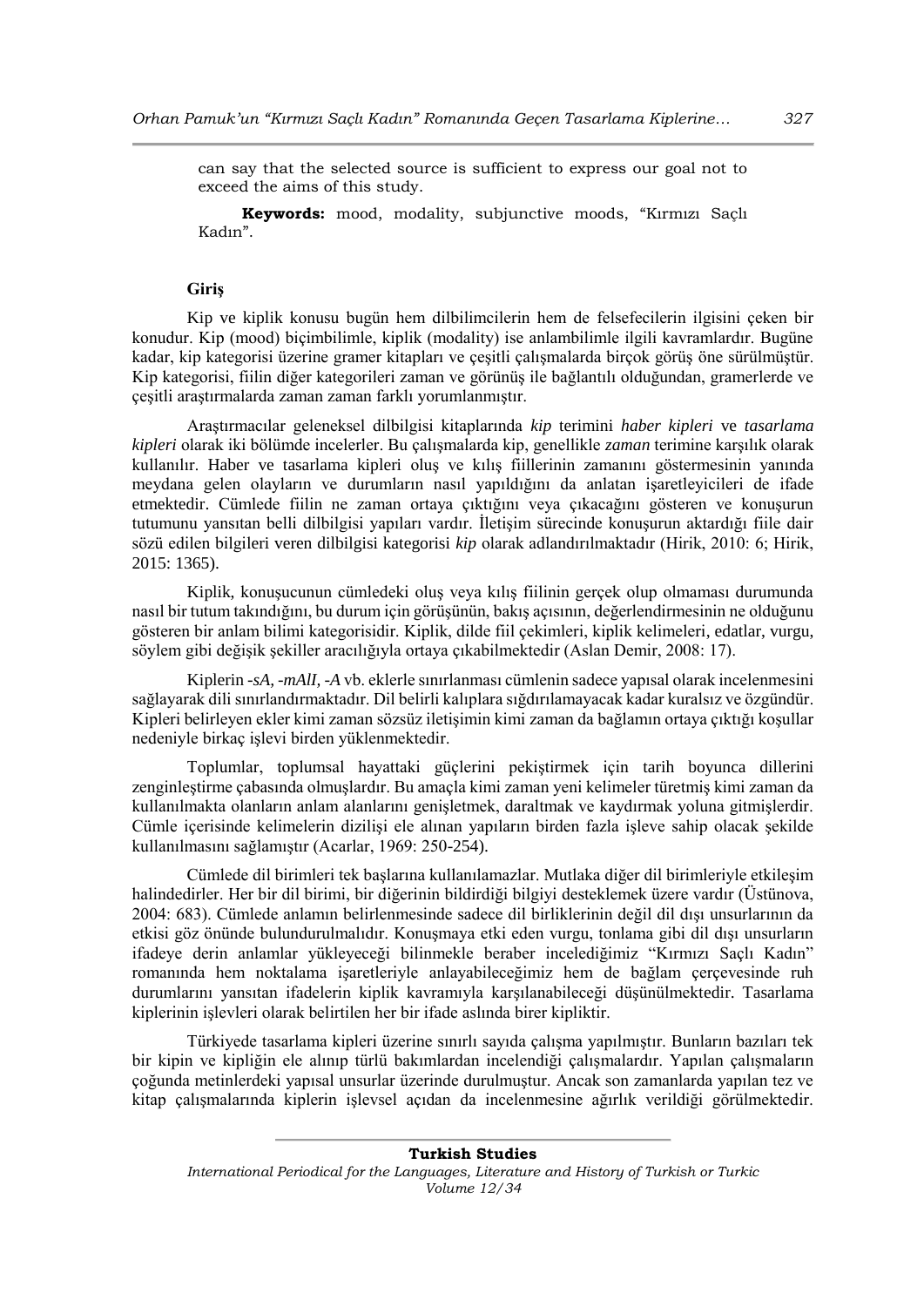can say that the selected source is sufficient to express our goal not to exceed the aims of this study.

**Keywords:** mood, modality, subjunctive moods, "Kırmızı Saçlı Kadın".

## Giriş

Kip ve kiplik konusu bugün hem dilbilimcilerin hem de felsefecilerin ilgisini çeken bir konudur. Kip (mood) biçimbilimle, kiplik (modality) ise anlambilimle ilgili kavramlardır. Bugüne kadar, kip kategorisi üzerine gramer kitapları ve çeşitli çalışmalarda birçok görüş öne sürülmüştür. Kip kategorisi, fiilin diğer kategorileri zaman ve görünüş ile bağlantılı olduğundan, gramerlerde ve çeşitli araştırmalarda zaman zaman farklı yorumlanmıştır.

Araştırmacılar geleneksel dilbilgisi kitaplarında *kip* terimini *haber kipleri* ve *tasarlama kipleri* olarak iki bölümde incelerler. Bu çalışmalarda kip, genellikle *zaman* terimine karşılık olarak kullanılır. Haber ve tasarlama kipleri oluş ve kılış fiillerinin zamanını göstermesinin yanında meydana gelen olayların ve durumların nasıl yapıldığını da anlatan işaretleyicileri de ifade etmektedir. Cümlede fiilin ne zaman ortaya çıktığını veya çıkacağını gösteren ve konuşurun tutumunu yansıtan belli dilbilgisi yapıları vardır. İletişim sürecinde konuşurun aktardığı fiile dair sözü edilen bilgileri veren dilbilgisi kategorisi *kip* olarak adlandırılmaktadır (Hirik, 2010: 6; Hirik, 2015: 1365).

Kiplik, konuşucunun cümledeki oluş veya kılış fiilinin gerçek olup olmaması durumunda nasıl bir tutum takındığını, bu durum için görüşünün, bakış açısının, değerlendirmesinin ne olduğunu gösteren bir anlam bilimi kategorisidir. Kiplik, dilde fiil çekimleri, kiplik kelimeleri, edatlar, vurgu, söylem gibi değişik şekiller aracılığıyla ortaya çıkabilmektedir (Aslan Demir, 2008: 17).

Kiplerin *-sA, -mAlI, -A* vb. eklerle sınırlanması cümlenin sadece yapısal olarak incelenmesini sağlayarak dili sınırlandırmaktadır. Dil belirli kalıplara sığdırılamayacak kadar kuralsız ve özgündür. Kipleri belirleyen ekler kimi zaman sözsüz iletişimin kimi zaman da bağlamın ortaya çıktığı koşullar nedeniyle birkaç işlevi birden yüklenmektedir.

Toplumlar, toplumsal hayattaki güçlerini pekiştirmek için tarih boyunca dillerini zenginleştirme çabasında olmuşlardır. Bu amaçla kimi zaman yeni kelimeler türetmiş kimi zaman da kullanılmakta olanların anlam alanlarını genişletmek, daraltmak ve kaydırmak yoluna gitmişlerdir. Cümle içerisinde kelimelerin dizilişi ele alınan yapıların birden fazla işleve sahip olacak şekilde kullanılmasını sağlamıştır (Acarlar, 1969: 250-254).

Cümlede dil birimleri tek başlarına kullanılamazlar. Mutlaka diğer dil birimleriyle etkileşim halindedirler. Her bir dil birimi, bir diğerinin bildirdiği bilgiyi desteklemek üzere vardır (Üstünova, 2004: 683). Cümlede anlamın belirlenmesinde sadece dil birliklerinin değil dil dışı unsurlarının da etkisi göz önünde bulundurulmalıdır. Konuşmaya etki eden vurgu, tonlama gibi dil dışı unsurların ifadeye derin anlamlar yükleyeceği bilinmekle beraber incelediğimiz "Kırmızı Saçlı Kadın" romanında hem noktalama işaretleriyle anlayabileceğimiz hem de bağlam çerçevesinde ruh durumlarını yansıtan ifadelerin kiplik kavramıyla karşılanabileceği düşünülmektedir. Tasarlama kiplerinin işlevleri olarak belirtilen her bir ifade aslında birer kipliktir.

Türkiyede tasarlama kipleri üzerine sınırlı sayıda çalışma yapılmıştır. Bunların bazıları tek bir kipin ve kipliğin ele alınıp türlü bakımlardan incelendiği çalışmalardır. Yapılan çalışmaların çoğunda metinlerdeki yapısal unsurlar üzerinde durulmuştur. Ancak son zamanlarda yapılan tez ve kitap çalışmalarında kiplerin işlevsel açıdan da incelenmesine ağırlık verildiği görülmektedir.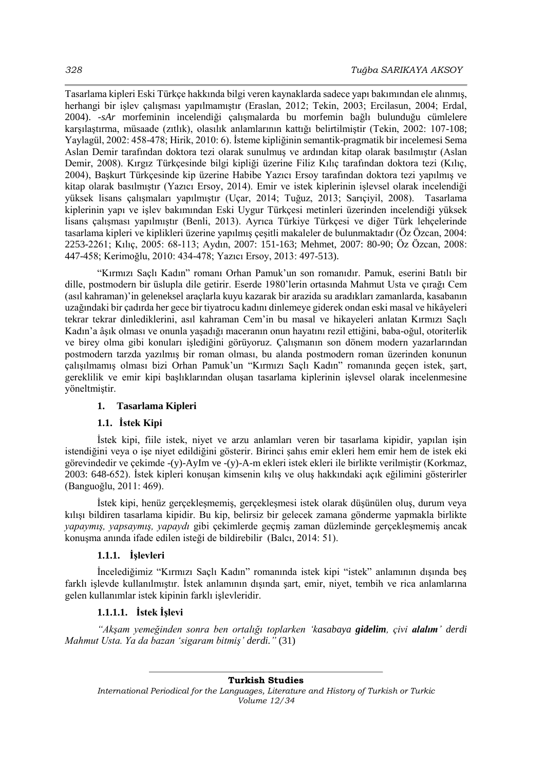Tasarlama kipleri Eski Türkçe hakkında bilgi veren kaynaklarda sadece yapı bakımından ele alınmış, herhangi bir işlev çalışması yapılmamıştır (Eraslan, 2012; Tekin, 2003; Ercilasun, 2004; Erdal, 2004). *-sAr* morfeminin incelendiği çalışmalarda bu morfemin bağlı bulunduğu cümlelere karşılaştırma, müsaade (zıtlık), olasılık anlamlarının kattığı belirtilmiştir (Tekin, 2002: 107-108; Yaylagül, 2002: 458-478; Hirik, 2010: 6). İsteme kipliğinin semantik-pragmatik bir incelemesi Sema Aslan Demir tarafından doktora tezi olarak sunulmuş ve ardından kitap olarak basılmıştır (Aslan Demir, 2008). Kırgız Türkçesinde bilgi kipliği üzerine Filiz Kılıç tarafından doktora tezi (Kılıç, 2004), Başkurt Türkçesinde kip üzerine Habibe Yazıcı Ersoy tarafından doktora tezi yapılmış ve kitap olarak basılmıştır (Yazıcı Ersoy, 2014). Emir ve istek kiplerinin işlevsel olarak incelendiği yüksek lisans çalışmaları yapılmıştır (Uçar, 2014; Tuğuz, 2013; Sarıçiyil, 2008). Tasarlama kiplerinin yapı ve işlev bakımından Eski Uygur Türkçesi metinleri üzerinden incelendiği yüksek lisans çalışması yapılmıştır (Benli, 2013). Ayrıca Türkiye Türkçesi ve diğer Türk lehçelerinde tasarlama kipleri ve kiplikleri üzerine yapılmış çeşitli makaleler de bulunmaktadır (Öz Özcan, 2004: 2253-2261; Kılıç, 2005: 68-113; Aydın, 2007: 151-163; Mehmet, 2007: 80-90; Öz Özcan, 2008: 447-458; Kerimoğlu, 2010: 434-478; Yazıcı Ersoy, 2013: 497-513).

"Kırmızı Saçlı Kadın" romanı Orhan Pamuk'un son romanıdır. Pamuk, eserini Batılı bir dille, postmodern bir üslupla dile getirir. Eserde 1980'lerin ortasında Mahmut Usta ve çırağı Cem (asıl kahraman)'in geleneksel araçlarla kuyu kazarak bir arazida su aradıkları zamanlarda, kasabanın uzağındaki bir çadırda her gece bir tiyatrocu kadını dinlemeye giderek ondan eski masal ve hikâyeleri tekrar tekrar dinlediklerini, asıl kahraman Cem'in bu masal ve hikayeleri anlatan Kırmızı Saçlı Kadın'a âşık olması ve onunla yaşadığı maceranın onun hayatını rezil ettiğini, baba-oğul, otoriterlik ve birey olma gibi konuları işlediğini görüyoruz. Çalışmanın son dönem modern yazarlarından postmodern tarzda yazılmış bir roman olması, bu alanda postmodern roman üzerinden konunun çalışılmamış olması bizi Orhan Pamuk'un "Kırmızı Saçlı Kadın" romanında geçen istek, şart, gereklilik ve emir kipi başlıklarından oluşan tasarlama kiplerinin işlevsel olarak incelenmesine yöneltmiştir.

## 1. Tasarlama Kipleri

### 1.1. İstek Kipi

İstek kipi, fiile istek, niyet ve arzu anlamları veren bir tasarlama kipidir, yapılan işin istendiğini veya o işe niyet edildiğini gösterir. Birinci şahıs emir ekleri hem emir hem de istek eki görevindedir ve çekimde -(y)-AyIm ve -(y)-A-m ekleri istek ekleri ile birlikte verilmiştir (Korkmaz, 2003: 648-652). İstek kipleri konuşan kimsenin kılış ve oluş hakkındaki açık eğilimini gösterirler (Banguoğlu, 2011: 469).

İstek kipi, henüz gerçekleşmemiş, gerçekleşmesi istek olarak düşünülen oluş, durum veya kılışı bildiren tasarlama kipidir. Bu kip, belirsiz bir gelecek zamana gönderme yapmakla birlikte *yapaymış, yapsaymış, yapaydı* gibi çekimlerde geçmiş zaman düzleminde gerçekleşmemiş ancak konuşma anında ifade edilen isteği de bildirebilir (Balcı, 2014: 51).

#### 1.1.1. İşlevleri

İncelediğimiz "Kırmızı Saçlı Kadın" romanında istek kipi "istek" anlamının dışında beş farklı işlevde kullanılmıştır. İstek anlamının dışında şart, emir, niyet, tembih ve rica anlamlarına gelen kullanımlar istek kipinin farklı işlevleridir.

##### 1.1.1.1. İstek İşlevi

*"Akşam yemeğinden sonra ben ortalığı toplarken 'kasabaya **gidelim**, çivi **alalım**' derdi Mahmut Usta. Ya da bazan 'sigaram bitmiş' derdi."* (31)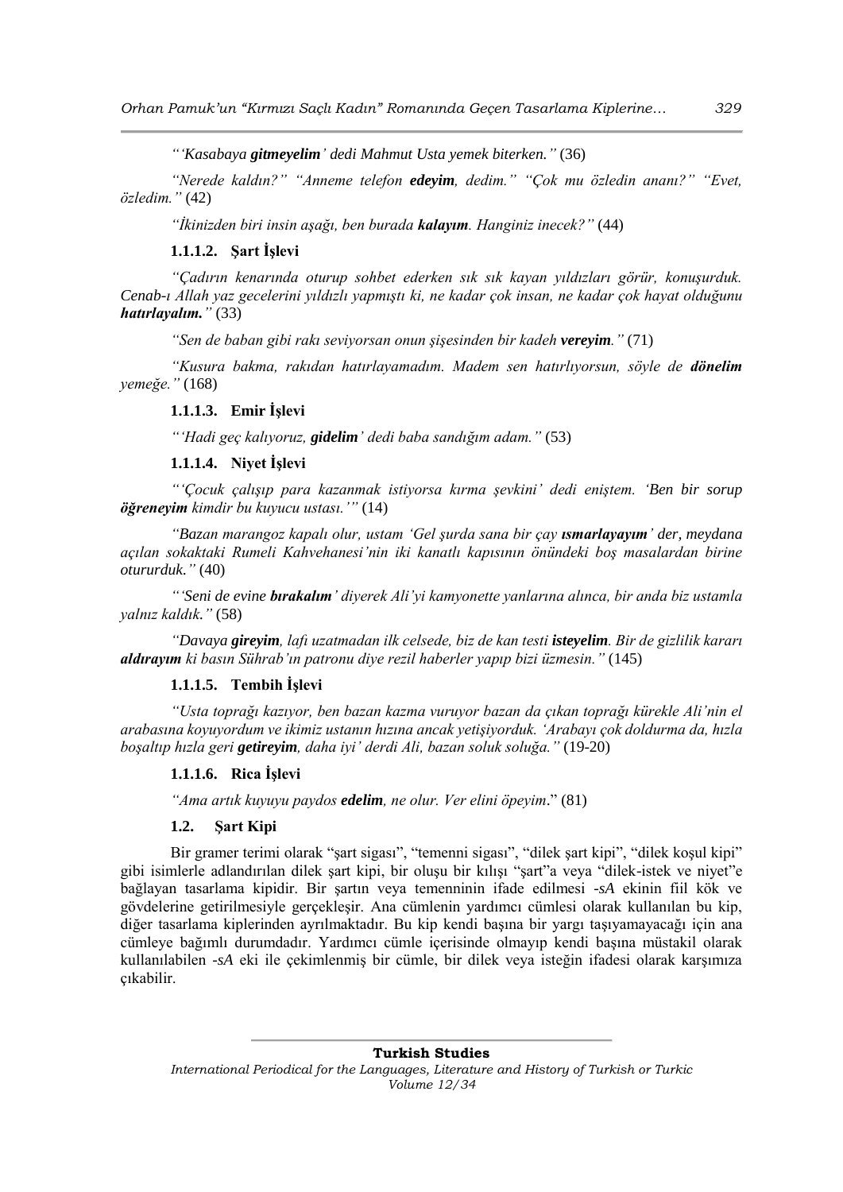*"'Kasabaya **gitmeyelim**' dedi Mahmut Usta yemek biterken."* (36)

*"Nerede kaldın?" "Anneme telefon **edeyim**, dedim." "Çok mu özledin ananı?" "Evet, özledim."* (42)

*"İkinizden biri insin aşağı, ben burada **kalayım**. Hanginiz inecek?"* (44)

#### 1.1.1.2. Şart İşlevi

*"Çadırın kenarında oturup sohbet ederken sık sık kayan yıldızları görür, konuşurduk. Cenab-ı Allah yaz gecelerini yıldızlı yapmıştı ki, ne kadar çok insan, ne kadar çok hayat olduğunu **hatırlayalım.**"* (33)

*"Sen de baban gibi rakı seviyorsan onun şişesinden bir kadeh **vereyim**."* (71)

*"Kusura bakma, rakıdan hatırlayamadım. Madem sen hatırlıyorsun, söyle de **dönelim** yemeğe."* (168)

#### 1.1.1.3. Emir İşlevi

*"'Hadi geç kalıyoruz, **gidelim**' dedi baba sandığım adam."* (53)

#### 1.1.1.4. Niyet İşlevi

*"'Çocuk çalışıp para kazanmak istiyorsa kırma şevkini' dedi eniştem. 'Ben bir sorup **öğreneyim** kimdir bu kuyucu ustası.'"* (14)

*"Bazan marangoz kapalı olur, ustam 'Gel şurda sana bir çay **ısmarlayayım**' der, meydana açılan sokaktaki Rumeli Kahvehanesi'nin iki kanatlı kapısının önündeki boş masalardan birine otururduk."* (40)

*"'Seni de evine **bırakalım**' diyerek Ali'yi kamyonette yanlarına alınca, bir anda biz ustamla yalnız kaldık."* (58)

*"Davaya **gireyim**, lafı uzatmadan ilk celsede, biz de kan testi **isteyelim**. Bir de gizlilik kararı **aldırayım** ki basın Sührab'ın patronu diye rezil haberler yapıp bizi üzmesin."* (145)

#### 1.1.1.5. Tembih İşlevi

*"Usta toprağı kazıyor, ben bazan kazma vuruyor bazan da çıkan toprağı kürekle Ali'nin el arabasına koyuyordum ve ikimiz ustanın hızına ancak yetişiyorduk. 'Arabayı çok doldurma da, hızla boşaltıp hızla geri **getireyim**, daha iyi' derdi Ali, bazan soluk soluğa."* (19-20)

#### 1.1.1.6. Rica İşlevi

*"Ama artık kuyuyu paydos **edelim**, ne olur. Ver elini öpeyim*." (81)

### 1.2. Şart Kipi

Bir gramer terimi olarak "şart sigası", "temenni sigası", "dilek şart kipi", "dilek koşul kipi" gibi isimlerle adlandırılan dilek şart kipi, bir oluşu bir kılışı "şart"a veya "dilek-istek ve niyet"e bağlayan tasarlama kipidir. Bir şartın veya temenninin ifade edilmesi *-sA* ekinin fiil kök ve gövdelerine getirilmesiyle gerçekleşir. Ana cümlenin yardımcı cümlesi olarak kullanılan bu kip, diğer tasarlama kiplerinden ayrılmaktadır. Bu kip kendi başına bir yargı taşıyamayacağı için ana cümleye bağımlı durumdadır. Yardımcı cümle içerisinde olmayıp kendi başına müstakil olarak kullanılabilen *-sA* eki ile çekimlenmiş bir cümle, bir dilek veya isteğin ifadesi olarak karşımıza çıkabilir.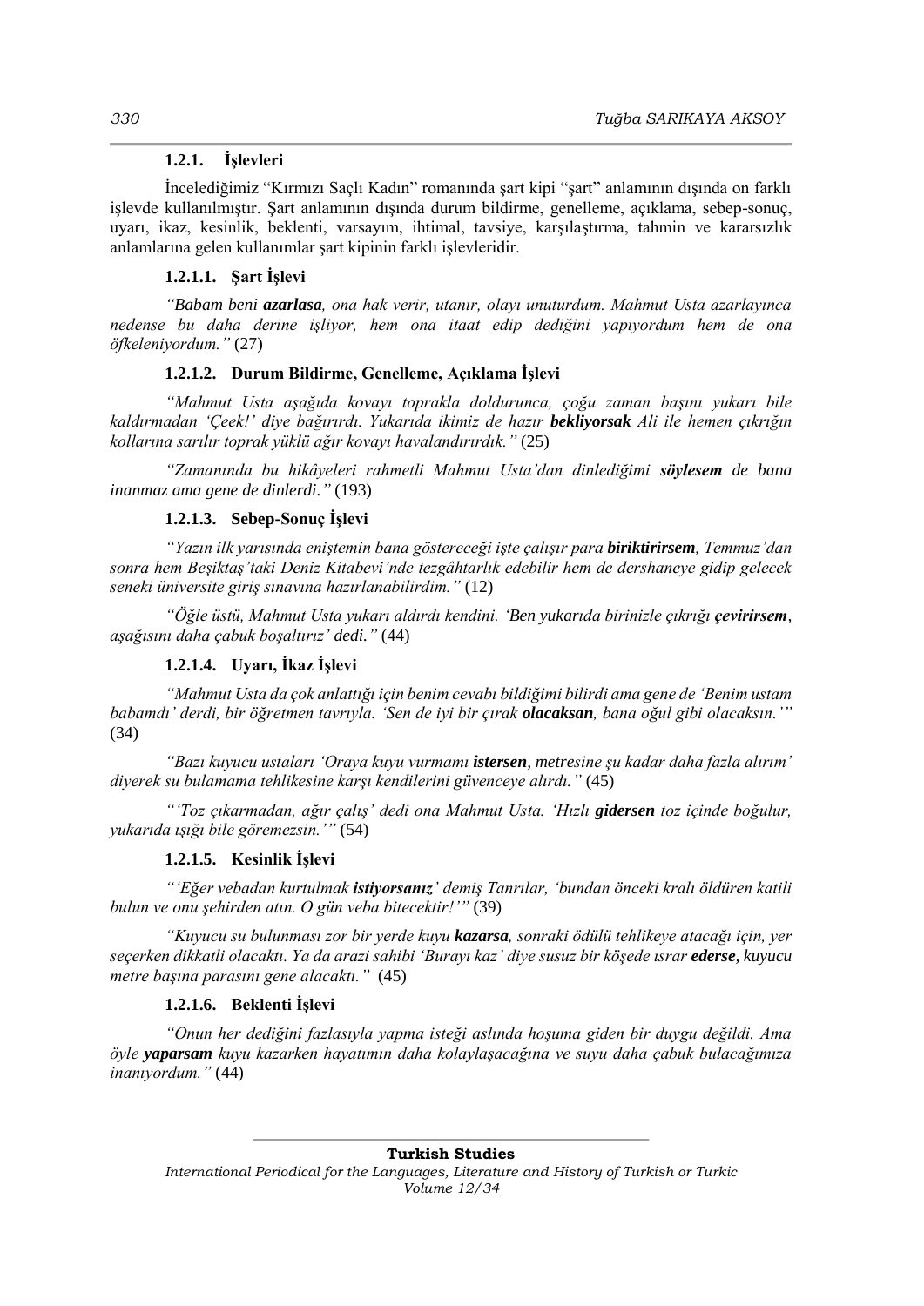### 1.2.1. İşlevleri

İncelediğimiz "Kırmızı Saçlı Kadın" romanında şart kipi "şart" anlamının dışında on farklı işlevde kullanılmıştır. Şart anlamının dışında durum bildirme, genelleme, açıklama, sebep-sonuç, uyarı, ikaz, kesinlik, beklenti, varsayım, ihtimal, tavsiye, karşılaştırma, tahmin ve kararsızlık anlamlarına gelen kullanımlar şart kipinin farklı işlevleridir.

#### 1.2.1.1. Şart İşlevi

*"Babam beni **azarlasa**, ona hak verir, utanır, olayı unuturdum. Mahmut Usta azarlayınca nedense bu daha derine işliyor, hem ona itaat edip dediğini yapıyordum hem de ona öfkeleniyordum."* (27)

#### 1.2.1.2. Durum Bildirme, Genelleme, Açıklama İşlevi

*"Mahmut Usta aşağıda kovayı toprakla doldurunca, çoğu zaman başını yukarı bile kaldırmadan 'Çeek!' diye bağırırdı. Yukarıda ikimiz de hazır **bekliyorsak** Ali ile hemen çıkrığın kollarına sarılır toprak yüklü ağır kovayı havalandırırdık."* (25)

*"Zamanında bu hikâyeleri rahmetli Mahmut Usta'dan dinlediğimi **söylesem** de bana inanmaz ama gene de dinlerdi."* (193)

#### 1.2.1.3. Sebep-Sonuç İşlevi

*"Yazın ilk yarısında eniştemin bana göstereceği işte çalışır para **biriktirirsem**, Temmuz'dan sonra hem Beşiktaş'taki Deniz Kitabevi'nde tezgâhtarlık edebilir hem de dershaneye gidip gelecek seneki üniversite giriş sınavına hazırlanabilirdim."* (12)

*"Öğle üstü, Mahmut Usta yukarı aldırdı kendini. 'Ben yukarıda birinizle çıkrığı **çevirirsem**, aşağısını daha çabuk boşaltırız' dedi."* (44)

#### 1.2.1.4. Uyarı, İkaz İşlevi

*"Mahmut Usta da çok anlattığı için benim cevabı bildiğimi bilirdi ama gene de 'Benim ustam babamdı' derdi, bir öğretmen tavrıyla. 'Sen de iyi bir çırak **olacaksan**, bana oğul gibi olacaksın.'"* (34)

*"Bazı kuyucu ustaları 'Oraya kuyu vurmamı **istersen**, metresine şu kadar daha fazla alırım' diyerek su bulamama tehlikesine karşı kendilerini güvenceye alırdı."* (45)

*"'Toz çıkarmadan, ağır çalış' dedi ona Mahmut Usta. 'Hızlı **gidersen** toz içinde boğulur, yukarıda ışığı bile göremezsin.'"* (54)

#### 1.2.1.5. Kesinlik İşlevi

*"'Eğer vebadan kurtulmak **istiyorsanız**' demiş Tanrılar, 'bundan önceki kralı öldüren katili bulun ve onu şehirden atın. O gün veba bitecektir!'"* (39)

*"Kuyucu su bulunması zor bir yerde kuyu **kazarsa**, sonraki ödülü tehlikeye atacağı için, yer seçerken dikkatli olacaktı. Ya da arazi sahibi 'Burayı kaz' diye susuz bir köşede ısrar **ederse**, kuyucu metre başına parasını gene alacaktı."* (45)

#### 1.2.1.6. Beklenti İşlevi

*"Onun her dediğini fazlasıyla yapma isteği aslında hoşuma giden bir duygu değildi. Ama öyle **yaparsam** kuyu kazarken hayatımın daha kolaylaşacağına ve suyu daha çabuk bulacağımıza inanıyordum."* (44)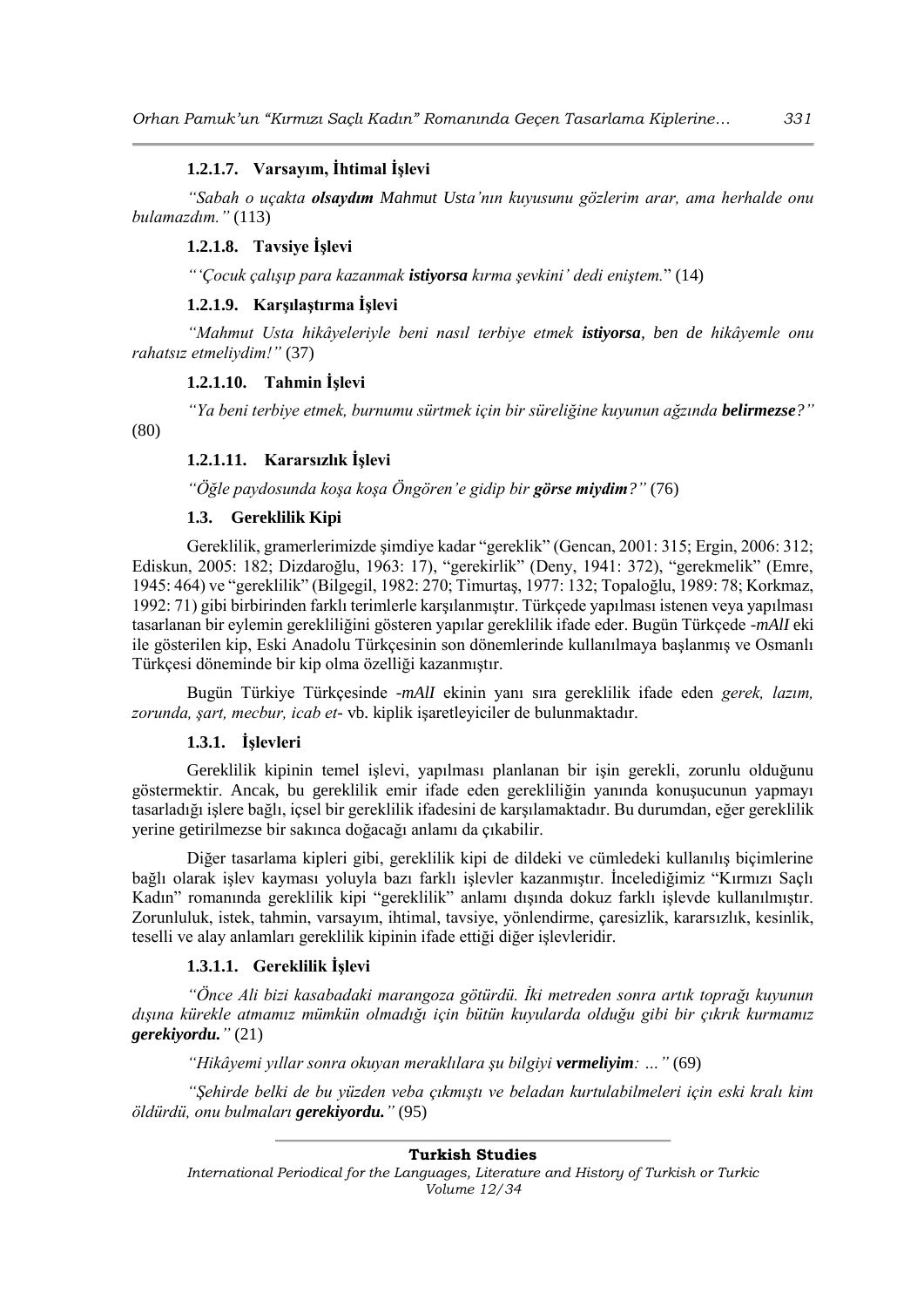#### 1.2.1.7. Varsayım, İhtimal İşlevi

*"Sabah o uçakta **olsaydım** Mahmut Usta'nın kuyusunu gözlerim arar, ama herhalde onu bulamazdım."* (113)

#### 1.2.1.8. Tavsiye İşlevi

*"'Çocuk çalışıp para kazanmak **istiyorsa** kırma şevkini' dedi eniştem.*" (14)

#### 1.2.1.9. Karşılaştırma İşlevi

*"Mahmut Usta hikâyeleriyle beni nasıl terbiye etmek **istiyorsa**, ben de hikâyemle onu rahatsız etmeliydim!"* (37)

#### 1.2.1.10. Tahmin İşlevi

*"Ya beni terbiye etmek, burnumu sürtmek için bir süreliğine kuyunun ağzında **belirmezse**?"* (80)

#### 1.2.1.11. Kararsızlık İşlevi

*"Öğle paydosunda koşa koşa Öngören'e gidip bir **görse miydim**?"* (76)

### 1.3. Gereklilik Kipi

Gereklilik, gramerlerimizde şimdiye kadar "gereklik" (Gencan, 2001: 315; Ergin, 2006: 312; Ediskun, 2005: 182; Dizdaroğlu, 1963: 17), "gerekirlik" (Deny, 1941: 372), "gerekmelik" (Emre, 1945: 464) ve "gereklilik" (Bilgegil, 1982: 270; Timurtaş, 1977: 132; Topaloğlu, 1989: 78; Korkmaz, 1992: 71) gibi birbirinden farklı terimlerle karşılanmıştır. Türkçede yapılması istenen veya yapılması tasarlanan bir eylemin gerekliliğini gösteren yapılar gereklilik ifade eder. Bugün Türkçede *-mAlI* eki ile gösterilen kip, Eski Anadolu Türkçesinin son dönemlerinde kullanılmaya başlanmış ve Osmanlı Türkçesi döneminde bir kip olma özelliği kazanmıştır.

Bugün Türkiye Türkçesinde *-mAlI* ekinin yanı sıra gereklilik ifade eden *gerek, lazım, zorunda, şart, mecbur, icab et-* vb. kiplik işaretleyiciler de bulunmaktadır.

#### 1.3.1. İşlevleri

Gereklilik kipinin temel işlevi, yapılması planlanan bir işin gerekli, zorunlu olduğunu göstermektir. Ancak, bu gereklilik emir ifade eden gerekliliğin yanında konuşucunun yapmayı tasarladığı işlere bağlı, içsel bir gereklilik ifadesini de karşılamaktadır. Bu durumdan, eğer gereklilik yerine getirilmezse bir sakınca doğacağı anlamı da çıkabilir.

Diğer tasarlama kipleri gibi, gereklilik kipi de dildeki ve cümledeki kullanılış biçimlerine bağlı olarak işlev kayması yoluyla bazı farklı işlevler kazanmıştır. İncelediğimiz "Kırmızı Saçlı Kadın" romanında gereklilik kipi "gereklilik" anlamı dışında dokuz farklı işlevde kullanılmıştır. Zorunluluk, istek, tahmin, varsayım, ihtimal, tavsiye, yönlendirme, çaresizlik, kararsızlık, kesinlik, teselli ve alay anlamları gereklilik kipinin ifade ettiği diğer işlevleridir.

#### 1.3.1.1. Gereklilik İşlevi

*"Önce Ali bizi kasabadaki marangoza götürdü. İki metreden sonra artık toprağı kuyunun dışına kürekle atmamız mümkün olmadığı için bütün kuyularda olduğu gibi bir çıkrık kurmamız **gerekiyordu**."* (21)

*"Hikâyemi yıllar sonra okuyan meraklılara şu bilgiyi **vermeliyim**: …"* (69)

*"Şehirde belki de bu yüzden veba çıkmıştı ve beladan kurtulabilmeleri için eski kralı kim öldürdü, onu bulmaları **gerekiyordu**."* (95)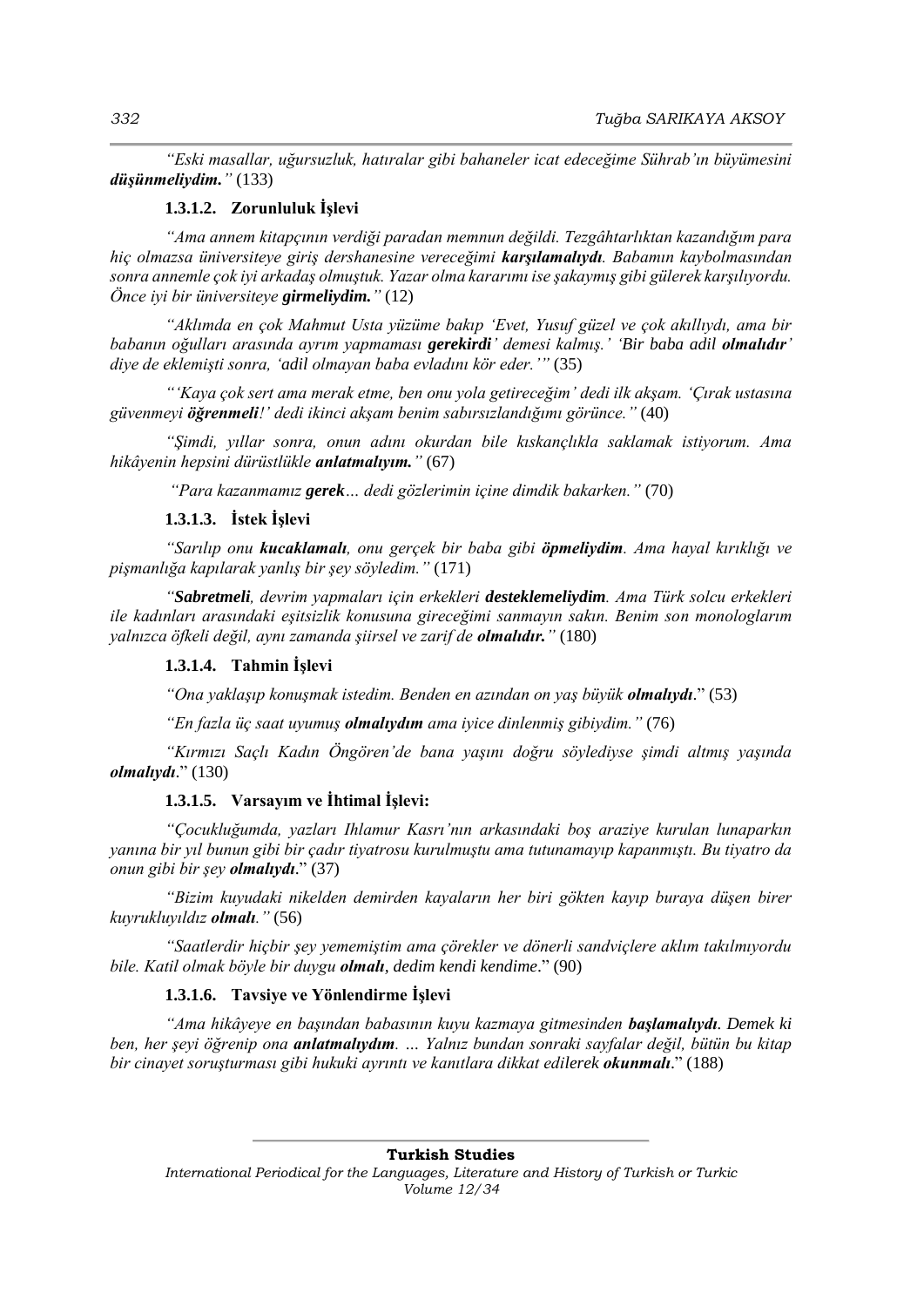*"Eski masallar, uğursuzluk, hatıralar gibi bahaneler icat edeceğime Sührab'ın büyümesini **düşünmeliydim.**"* (133)

#### 1.3.1.2. Zorunluluk İşlevi

*"Ama annem kitapçının verdiği paradan memnun değildi. Tezgâhtarlıktan kazandığım para hiç olmazsa üniversiteye giriş dershanesine vereceğimi **karşılamalıydı**. Babamın kaybolmasından sonra annemle çok iyi arkadaş olmuştuk. Yazar olma kararımı ise şakaymış gibi gülerek karşılıyordu. Önce iyi bir üniversiteye **girmeliydim.**"* (12)

*"Aklımda en çok Mahmut Usta yüzüme bakıp 'Evet, Yusuf güzel ve çok akıllıydı, ama bir babanın oğulları arasında ayrım yapmaması **gerekirdi**' demesi kalmış.' 'Bir baba adil **olmalıdır**' diye de eklemişti sonra, 'adil olmayan baba evladını kör eder.'"* (35)

*"'Kaya çok sert ama merak etme, ben onu yola getireceğim' dedi ilk akşam. 'Çırak ustasına güvenmeyi **öğrenmeli**!' dedi ikinci akşam benim sabırsızlandığımı görünce."* (40)

*"Şimdi, yıllar sonra, onun adını okurdan bile kıskançlıkla saklamak istiyorum. Ama hikâyenin hepsini dürüstlükle **anlatmalıyım.**"* (67)

*"Para kazanmamız **gerek**… dedi gözlerimin içine dimdik bakarken."* (70)

#### 1.3.1.3. İstek İşlevi

*"Sarılıp onu **kucaklamalı**, onu gerçek bir baba gibi **öpmeliydim**. Ama hayal kırıklığı ve pişmanlığa kapılarak yanlış bir şey söyledim."* (171)

*"**Sabretmeli**, devrim yapmaları için erkekleri **desteklemeliydim**. Ama Türk solcu erkekleri ile kadınları arasındaki eşitsizlik konusuna gireceğimi sanmayın sakın. Benim son monologlarım yalnızca öfkeli değil, aynı zamanda şiirsel ve zarif de **olmalıdır.**"* (180)

#### 1.3.1.4. Tahmin İşlevi

*"Ona yaklaşıp konuşmak istedim. Benden en azından on yaş büyük **olmalıydı**."* (53)

*"En fazla üç saat uyumuş **olmalıydım** ama iyice dinlenmiş gibiydim."* (76)

*"Kırmızı Saçlı Kadın Öngören'de bana yaşını doğru söylediyse şimdi altmış yaşında **olmalıydı**."* (130)

#### 1.3.1.5. Varsayım ve İhtimal İşlevi:

*"Çocukluğumda, yazları Ihlamur Kasrı'nın arkasındaki boş araziye kurulan lunaparkın yanına bir yıl bunun gibi bir çadır tiyatrosu kurulmuştu ama tutunamayıp kapanmıştı. Bu tiyatro da onun gibi bir şey **olmalıydı**."* (37)

*"Bizim kuyudaki nikelden demirden kayaların her biri gökten kayıp buraya düşen birer kuyrukluyıldız **olmalı**."* (56)

*"Saatlerdir hiçbir şey yememiştim ama çörekler ve dönerli sandviçlere aklım takılmıyordu bile. Katil olmak böyle bir duygu **olmalı**, dedim kendi kendime."* (90)

#### 1.3.1.6. Tavsiye ve Yönlendirme İşlevi

*"Ama hikâyeye en başından babasının kuyu kazmaya gitmesinden **başlamalıydı.** Demek ki ben, her şeyi öğrenip ona **anlatmalıydım**. … Yalnız bundan sonraki sayfalar değil, bütün bu kitap bir cinayet soruşturması gibi hukuki ayrıntı ve kanıtlara dikkat edilerek **okunmalı**."* (188)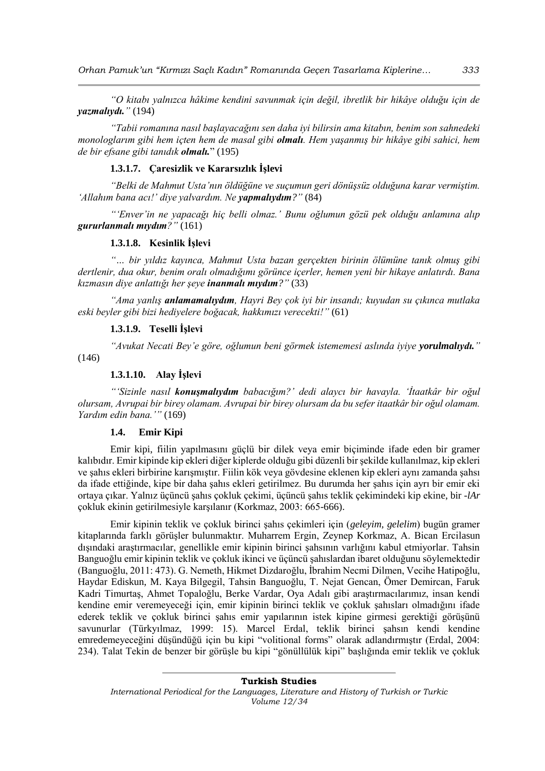*"O kitabı yalnızca hâkime kendini savunmak için değil, ibretlik bir hikâye olduğu için de **yazmalıydı.**"* (194)

*"Tabii romanına nasıl başlayacağını sen daha iyi bilirsin ama kitabın, benim son sahnedeki monologlarım gibi hem içten hem de masal gibi **olmalı**. Hem yaşanmış bir hikâye gibi sahici, hem de bir efsane gibi tanıdık **olmalı.**"* (195)

#### 1.3.1.7. Çaresizlik ve Kararsızlık İşlevi

*"Belki de Mahmut Usta'nın öldüğüne ve suçumun geri dönüşsüz olduğuna karar vermiştim. 'Allahım bana acı!' diye yalvardım. Ne **yapmalıydım**?"* (84)

*"'Enver'in ne yapacağı hiç belli olmaz.' Bunu oğlumun gözü pek olduğu anlamına alıp **gururlanmalı mıydım**?"* (161)

#### 1.3.1.8. Kesinlik İşlevi

*"… bir yıldız kayınca, Mahmut Usta bazan gerçekten birinin ölümüne tanık olmuş gibi dertlenir, dua okur, benim oralı olmadığımı görünce içerler, hemen yeni bir hikaye anlatırdı. Bana kızmasın diye anlattığı her şeye **inanmalı mıydım**?"* (33)

*"Ama yanlış **anlamamalıydım**, Hayri Bey çok iyi bir insandı; kuyudan su çıkınca mutlaka eski beyler gibi bizi hediyelere boğacak, hakkımızı verecekti!"* (61)

#### 1.3.1.9. Teselli İşlevi

*"Avukat Necati Bey'e göre, oğlumun beni görmek istememesi aslında iyiye **yorulmalıydı.**"* (146)

#### 1.3.1.10. Alay İşlevi

*"'Sizinle nasıl **konuşmalıydım** babacığım?' dedi alaycı bir havayla. 'İtaatkâr bir oğul olursam, Avrupai bir birey olamam. Avrupai bir birey olursam da bu sefer itaatkâr bir oğul olamam. Yardım edin bana.'"* (169)

### 1.4. Emir Kipi

Emir kipi, fiilin yapılmasını güçlü bir dilek veya emir biçiminde ifade eden bir gramer kalıbıdır. Emir kipinde kip ekleri diğer kiplerde olduğu gibi düzenli bir şekilde kullanılmaz, kip ekleri ve şahıs ekleri birbirine karışmıştır. Fiilin kök veya gövdesine eklenen kip ekleri aynı zamanda şahsı da ifade ettiğinde, kipe bir daha şahıs ekleri getirilmez. Bu durumda her şahıs için ayrı bir emir eki ortaya çıkar. Yalnız üçüncü şahıs çokluk çekimi, üçüncü şahıs teklik çekimindeki kip ekine, bir *-lAr* çokluk ekinin getirilmesiyle karşılanır (Korkmaz, 2003: 665-666).

Emir kipinin teklik ve çokluk birinci şahıs çekimleri için (*geleyim, gelelim*) bugün gramer kitaplarında farklı görüşler bulunmaktır. Muharrem Ergin, Zeynep Korkmaz, A. Bican Ercilasun dışındaki araştırmacılar, genellikle emir kipinin birinci şahsının varlığını kabul etmiyorlar. Tahsin Banguoğlu emir kipinin teklik ve çokluk ikinci ve üçüncü şahıslardan ibaret olduğunu söylemektedir (Banguoğlu, 2011: 473). G. Nemeth, Hikmet Dizdaroğlu, İbrahim Necmi Dilmen, Vecihe Hatipoğlu, Haydar Ediskun, M. Kaya Bilgegil, Tahsin Banguoğlu, T. Nejat Gencan, Ömer Demircan, Faruk Kadri Timurtaş, Ahmet Topaloğlu, Berke Vardar, Oya Adalı gibi araştırmacılarımız, insan kendi kendine emir veremeyeceği için, emir kipinin birinci teklik ve çokluk şahısları olmadığını ifade ederek teklik ve çokluk birinci şahıs emir yapılarının istek kipine girmesi gerektiği görüşünü savunurlar (Türkyılmaz, 1999: 15). Marcel Erdal, teklik birinci şahsın kendi kendine emredemeyeceğini düşündüğü için bu kipi "volitional forms" olarak adlandırmıştır (Erdal, 2004: 234). Talat Tekin de benzer bir görüşle bu kipi "gönüllülük kipi" başlığında emir teklik ve çokluk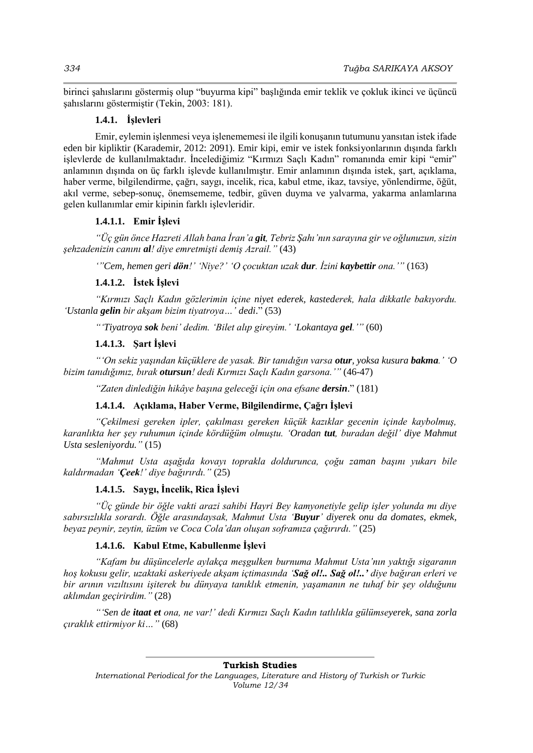birinci şahıslarını göstermiş olup "buyurma kipi" başlığında emir teklik ve çokluk ikinci ve üçüncü şahıslarını göstermiştir (Tekin, 2003: 181).

### 1.4.1. İşlevleri

Emir, eylemin işlenmesi veya işlenememesi ile ilgili konuşanın tutumunu yansıtan istek ifade eden bir kipliktir (Karademir, 2012: 2091). Emir kipi, emir ve istek fonksiyonlarının dışında farklı işlevlerde de kullanılmaktadır. İncelediğimiz "Kırmızı Saçlı Kadın" romanında emir kipi "emir" anlamının dışında on üç farklı işlevde kullanılmıştır. Emir anlamının dışında istek, şart, açıklama, haber verme, bilgilendirme, çağrı, saygı, incelik, rica, kabul etme, ikaz, tavsiye, yönlendirme, öğüt, akıl verme, sebep-sonuç, önemsememe, tedbir, güven duyma ve yalvarma, yakarma anlamlarına gelen kullanımlar emir kipinin farklı işlevleridir.

#### 1.4.1.1. Emir İşlevi

*"Üç gün önce Hazreti Allah bana İran'a **git**, Tebriz Şahı'nın sarayına gir ve oğlunuzun, sizin şehzadenizin canını **al**! diye emretmişti demiş Azrail."* (43)

*'"Cem, hemen geri **dön**!' 'Niye?' 'O çocuktan uzak **dur**. İzini **kaybettir** ona.'"* (163)

#### 1.4.1.2. İstek İşlevi

*"Kırmızı Saçlı Kadın gözlerimin içine niyet ederek, kastederek, hala dikkatle bakıyordu. 'Ustanla **gelin** bir akşam bizim tiyatroya…' dedi."* (53)

*"'Tiyatroya **sok** beni' dedim. 'Bilet alıp gireyim.' 'Lokantaya **gel**.'"* (60)

#### 1.4.1.3. Şart İşlevi

*"'On sekiz yaşından küçüklere de yasak. Bir tanıdığın varsa **otur**, yoksa kusura **bakma**.' 'O bizim tanıdığımız, bırak **otursun**! dedi Kırmızı Saçlı Kadın garsona.'"* (46-47)

*"Zaten dinlediğin hikâye başına geleceği için ona efsane **dersin**."* (181)

#### 1.4.1.4. Açıklama, Haber Verme, Bilgilendirme, Çağrı İşlevi

*"Çekilmesi gereken ipler, çakılması gereken küçük kazıklar gecenin içinde kaybolmuş, karanlıkta her şey ruhumun içinde kördüğüm olmuştu. 'Oradan **tut**, buradan değil' diye Mahmut Usta sesleniyordu."* (15)

*"Mahmut Usta aşağıda kovayı toprakla doldurunca, çoğu zaman başını yukarı bile kaldırmadan '**Çeek**!' diye bağırırdı."* (25)

#### 1.4.1.5. Saygı, İncelik, Rica İşlevi

*"Üç günde bir öğle vakti arazi sahibi Hayri Bey kamyonetiyle gelip işler yolunda mı diye sabırsızlıkla sorardı. Öğle arasındaysak, Mahmut Usta '**Buyur**' diyerek onu da domates, ekmek, beyaz peynir, zeytin, üzüm ve Coca Cola'dan oluşan soframıza çağırırdı."* (25)

#### 1.4.1.6. Kabul Etme, Kabullenme İşlevi

*"Kafam bu düşüncelerle aylakça meşgulken burnuma Mahmut Usta'nın yaktığı sigaranın hoş kokusu gelir, uzaktaki askeriyede akşam içtimasında **'Sağ ol!.. Sağ ol!..'** diye bağıran erleri ve bir arının vızıltısını işiterek bu dünyaya tanıklık etmenin, yaşamanın ne tuhaf bir şey olduğunu aklımdan geçirirdim."* (28)

*"'Sen de **itaat et** ona, ne var!' dedi Kırmızı Saçlı Kadın tatlılıkla gülümseyerek, sana zorla çıraklık ettirmiyor ki…"* (68)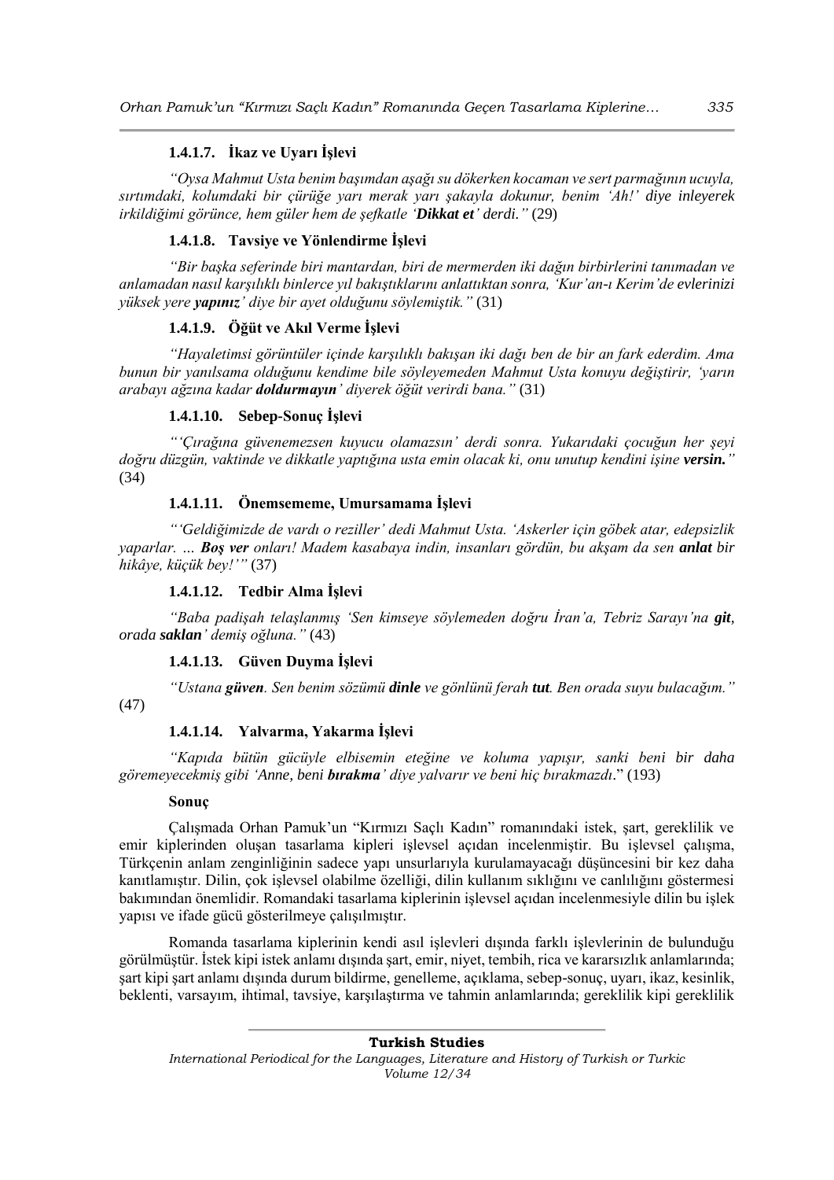#### 1.4.1.7. İkaz ve Uyarı İşlevi

*"Oysa Mahmut Usta benim başımdan aşağı su dökerken kocaman ve sert parmağının ucuyla, sırtımdaki, kolumdaki bir çürüğe yarı merak yarı şakayla dokunur, benim 'Ah!' diye inleyerek irkildiğimi görünce, hem güler hem de şefkatle '**Dikkat et**' derdi."* (29)

#### 1.4.1.8. Tavsiye ve Yönlendirme İşlevi

*"Bir başka seferinde biri mantardan, biri de mermerden iki dağın birbirlerini tanımadan ve anlamadan nasıl karşılıklı binlerce yıl bakıştıklarını anlattıktan sonra, 'Kur'an-ı Kerim'de evlerinizi yüksek yere **yapınız**' diye bir ayet olduğunu söylemiştik."* (31)

#### 1.4.1.9. Öğüt ve Akıl Verme İşlevi

*"Hayaletimsi görüntüler içinde karşılıklı bakışan iki dağı ben de bir an fark ederdim. Ama bunun bir yanılsama olduğunu kendime bile söyleyemeden Mahmut Usta konuyu değiştirir, 'yarın arabayı ağzına kadar **doldurmayın**' diyerek öğüt verirdi bana."* (31)

#### 1.4.1.10. Sebep-Sonuç İşlevi

*"'Çırağına güvenemezsen kuyucu olamazsın' derdi sonra. Yukarıdaki çocuğun her şeyi doğru düzgün, vaktinde ve dikkatle yaptığına usta emin olacak ki, onu unutup kendini işine **versin.**"* (34)

#### 1.4.1.11. Önemsememe, Umursamama İşlevi

*"'Geldiğimizde de vardı o reziller' dedi Mahmut Usta. 'Askerler için göbek atar, edepsizlik yaparlar. … **Boş ver** onları! Madem kasabaya indin, insanları gördün, bu akşam da sen **anlat** bir hikâye, küçük bey!'"* (37)

#### 1.4.1.12. Tedbir Alma İşlevi

*"Baba padişah telaşlanmış 'Sen kimseye söylemeden doğru İran'a, Tebriz Sarayı'na **git**, orada **saklan**' demiş oğluna."* (43)

#### 1.4.1.13. Güven Duyma İşlevi

*"Ustana **güven**. Sen benim sözümü **dinle** ve gönlünü ferah **tut**. Ben orada suyu bulacağım."* (47)

#### 1.4.1.14. Yalvarma, Yakarma İşlevi

*"Kapıda bütün gücüyle elbisemin eteğine ve koluma yapışır, sanki beni bir daha göremeyecekmiş gibi 'Anne, beni **bırakma**' diye yalvarır ve beni hiç bırakmazdı."* (193)

### Sonuç

Çalışmada Orhan Pamuk'un "Kırmızı Saçlı Kadın" romanındaki istek, şart, gereklilik ve emir kiplerinden oluşan tasarlama kipleri işlevsel açıdan incelenmiştir. Bu işlevsel çalışma, Türkçenin anlam zenginliğinin sadece yapı unsurlarıyla kurulamayacağı düşüncesini bir kez daha kanıtlamıştır. Dilin, çok işlevsel olabilme özelliği, dilin kullanım sıklığını ve canlılığını göstermesi bakımından önemlidir. Romandaki tasarlama kiplerinin işlevsel açıdan incelenmesiyle dilin bu işlek yapısı ve ifade gücü gösterilmeye çalışılmıştır.

Romanda tasarlama kiplerinin kendi asıl işlevleri dışında farklı işlevlerinin de bulunduğu görülmüştür. İstek kipi istek anlamı dışında şart, emir, niyet, tembih, rica ve kararsızlık anlamlarında; şart kipi şart anlamı dışında durum bildirme, genelleme, açıklama, sebep-sonuç, uyarı, ikaz, kesinlik, beklenti, varsayım, ihtimal, tavsiye, karşılaştırma ve tahmin anlamlarında; gereklilik kipi gereklilik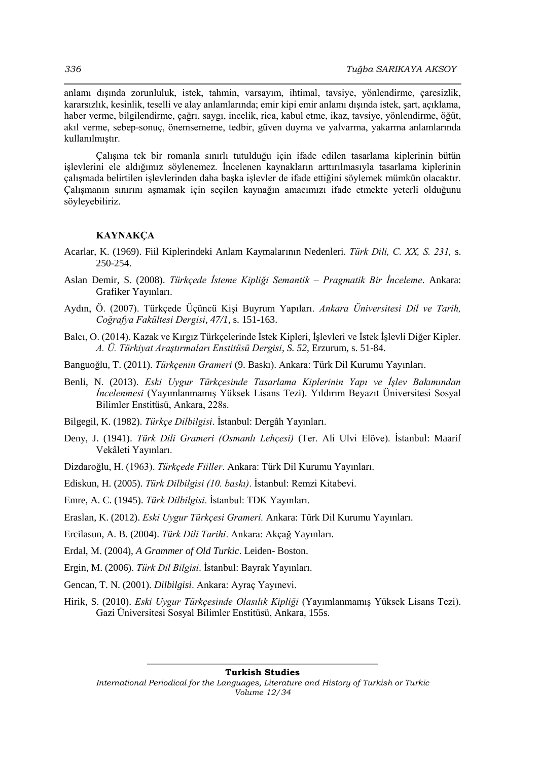anlamı dışında zorunluluk, istek, tahmin, varsayım, ihtimal, tavsiye, yönlendirme, çaresizlik, kararsızlık, kesinlik, teselli ve alay anlamlarında; emir kipi emir anlamı dışında istek, şart, açıklama, haber verme, bilgilendirme, çağrı, saygı, incelik, rica, kabul etme, ikaz, tavsiye, yönlendirme, öğüt, akıl verme, sebep-sonuç, önemsememe, tedbir, güven duyma ve yalvarma, yakarma anlamlarında kullanılmıştır.

Çalışma tek bir romanla sınırlı tutulduğu için ifade edilen tasarlama kiplerinin bütün işlevlerini ele aldığımız söylenemez. İncelenen kaynakların arttırılmasıyla tasarlama kiplerinin çalışmada belirtilen işlevlerinden daha başka işlevler de ifade ettiğini söylemek mümkün olacaktır. Çalışmanın sınırını aşmamak için seçilen kaynağın amacımızı ifade etmekte yeterli olduğunu söyleyebiliriz.

## KAYNAKÇA

Acarlar, K. (1969). Fiil Kiplerindeki Anlam Kaymalarının Nedenleri. *Türk Dili, C. XX, S. 231,* s. 250-254.

Aslan Demir, S. (2008). *Türkçede İsteme Kipliği Semantik – Pragmatik Bir İnceleme*. Ankara: Grafiker Yayınları.

Aydın, Ö. (2007). Türkçede Üçüncü Kişi Buyrum Yapıları. *Ankara Üniversitesi Dil ve Tarih, Coğrafya Fakültesi Dergisi*, *47/1*, s. 151-163.

Balcı, O. (2014). Kazak ve Kırgız Türkçelerinde İstek Kipleri, İşlevleri ve İstek İşlevli Diğer Kipler. *A. Ü. Türkiyat Araştırmaları Enstitüsü Dergisi*, *S. 52*, Erzurum, s. 51-84.

Banguoğlu, T. (2011). *Türkçenin Grameri* (9. Baskı). Ankara: Türk Dil Kurumu Yayınları.

Benli, N. (2013). *Eski Uygur Türkçesinde Tasarlama Kiplerinin Yapı ve İşlev Bakımından İncelenmesi* (Yayımlanmamış Yüksek Lisans Tezi). Yıldırım Beyazıt Üniversitesi Sosyal Bilimler Enstitüsü, Ankara, 228s.

Bilgegil, K. (1982). *Türkçe Dilbilgisi*. İstanbul: Dergâh Yayınları.

Deny, J. (1941). *Türk Dili Grameri (Osmanlı Lehçesi)* (Ter. Ali Ulvi Elöve). İstanbul: Maarif Vekâleti Yayınları.

Dizdaroğlu, H. (1963). *Türkçede Fiiller*. Ankara: Türk Dil Kurumu Yayınları.

Ediskun, H. (2005). *Türk Dilbilgisi (10. baskı)*. İstanbul: Remzi Kitabevi.

Emre, A. C. (1945). *Türk Dilbilgisi*. İstanbul: TDK Yayınları.

Eraslan, K. (2012). *Eski Uygur Türkçesi Grameri.* Ankara: Türk Dil Kurumu Yayınları.

Ercilasun, A. B. (2004). *Türk Dili Tarihi*. Ankara: Akçağ Yayınları.

Erdal, M. (2004), *A Grammer of Old Turkic*. Leiden- Boston.

Ergin, M. (2006). *Türk Dil Bilgisi*. İstanbul: Bayrak Yayınları.

Gencan, T. N. (2001). *Dilbilgisi*. Ankara: Ayraç Yayınevi.

Hirik, S. (2010). *Eski Uygur Türkçesinde Olasılık Kipliği* (Yayımlanmamış Yüksek Lisans Tezi). Gazi Üniversitesi Sosyal Bilimler Enstitüsü, Ankara, 155s.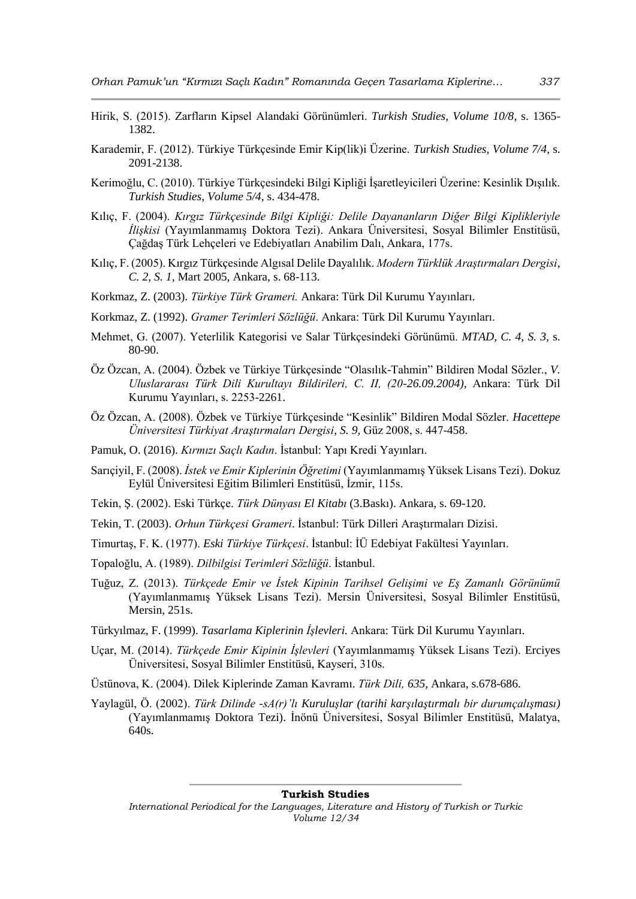Hirik, S. (2015). Zarfların Kipsel Alandaki Görünümleri. *Turkish Studies, Volume 10/8*, s. 1365-1382.

Karademir, F. (2012). Türkiye Türkçesinde Emir Kip(lik)i Üzerine. *Turkish Studies, Volume 7/4*, s. 2091-2138.

Kerimoğlu, C. (2010). Türkiye Türkçesindeki Bilgi Kipliği İşaretleyicileri Üzerine: Kesinlik Dışılık. *Turkish Studies, Volume 5/4*, s. 434-478.

Kılıç, F. (2004). *Kırgız Türkçesinde Bilgi Kipliği: Delile Dayananların Diğer Bilgi Kiplikleriyle İlişkisi* (Yayımlanmamış Doktora Tezi). Ankara Üniversitesi, Sosyal Bilimler Enstitüsü, Çağdaş Türk Lehçeleri ve Edebiyatları Anabilim Dalı, Ankara, 177s.

Kılıç, F. (2005). Kırgız Türkçesinde Algısal Delile Dayalılık. *Modern Türklük Araştırmaları Dergisi*, *C. 2, S. 1*, Mart 2005, Ankara, s. 68-113.

Korkmaz, Z. (2003). *Türkiye Türk Grameri.* Ankara: Türk Dil Kurumu Yayınları.

Korkmaz, Z. (1992). *Gramer Terimleri Sözlüğü*. Ankara: Türk Dil Kurumu Yayınları.

Mehmet, G. (2007). Yeterlilik Kategorisi ve Salar Türkçesindeki Görünümü. *MTAD, C. 4, S. 3*, s. 80-90.

Öz Özcan, A. (2004). Özbek ve Türkiye Türkçesinde "Olasılık-Tahmin" Bildiren Modal Sözler., *V. Uluslararası Türk Dili Kurultayı Bildirileri, C. II, (20-26.09.2004)*, Ankara: Türk Dil Kurumu Yayınları, s. 2253-2261.

Öz Özcan, A. (2008). Özbek ve Türkiye Türkçesinde "Kesinlik" Bildiren Modal Sözler. *Hacettepe Üniversitesi Türkiyat Araştırmaları Dergisi*, *S. 9*, Güz 2008, s. 447-458.

Pamuk, O. (2016). *Kırmızı Saçlı Kadın*. İstanbul: Yapı Kredi Yayınları.

Sarıçiyil, F. (2008). *İstek ve Emir Kiplerinin Öğretimi* (Yayımlanmamış Yüksek Lisans Tezi). Dokuz Eylül Üniversitesi Eğitim Bilimleri Enstitüsü, İzmir, 115s.

Tekin, Ş. (2002). Eski Türkçe. *Türk Dünyası El Kitabı* (3.Baskı). Ankara, s. 69-120.

Tekin, T. (2003). *Orhun Türkçesi Grameri*. İstanbul: Türk Dilleri Araştırmaları Dizisi.

Timurtaş, F. K. (1977). *Eski Türkiye Türkçesi*. İstanbul: İÜ Edebiyat Fakültesi Yayınları.

Topaloğlu, A. (1989). *Dilbilgisi Terimleri Sözlüğü*. İstanbul.

Tuğuz, Z. (2013). *Türkçede Emir ve İstek Kipinin Tarihsel Gelişimi ve Eş Zamanlı Görünümü* (Yayımlanmamış Yüksek Lisans Tezi). Mersin Üniversitesi, Sosyal Bilimler Enstitüsü, Mersin, 251s.

Türkyılmaz, F. (1999). *Tasarlama Kiplerinin İşlevleri.* Ankara: Türk Dil Kurumu Yayınları.

Uçar, M. (2014). *Türkçede Emir Kipinin İşlevleri* (Yayımlanmamış Yüksek Lisans Tezi). Erciyes Üniversitesi, Sosyal Bilimler Enstitüsü, Kayseri, 310s.

Üstünova, K. (2004). Dilek Kiplerinde Zaman Kavramı. *Türk Dili, 635*, Ankara, s.678-686.

Yaylagül, Ö. (2002). *Türk Dilinde -sA(r)'lı Kuruluşlar (tarihi karşılaştırmalı bir durumçalışması)* (Yayımlanmamış Doktora Tezi). İnönü Üniversitesi, Sosyal Bilimler Enstitüsü, Malatya, 640s.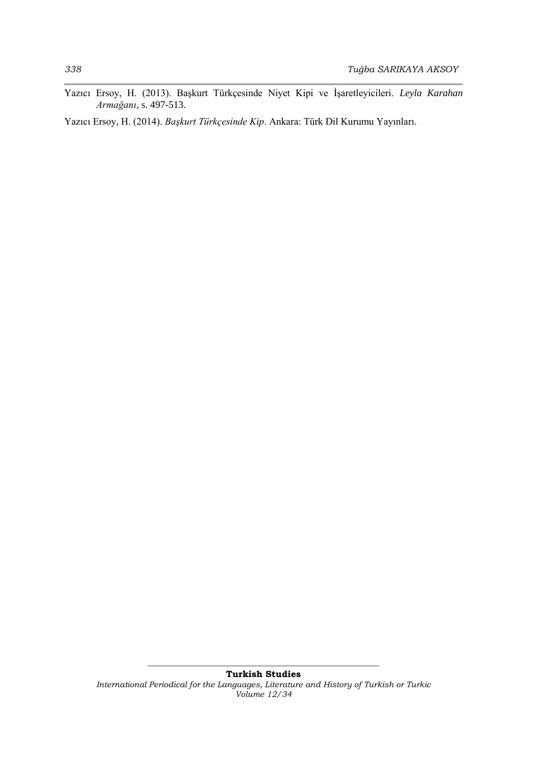Yazıcı Ersoy, H. (2013). Başkurt Türkçesinde Niyet Kipi ve İşaretleyicileri. *Leyla Karahan Armağanı*, s. 497-513.

Yazıcı Ersoy, H. (2014). *Başkurt Türkçesinde Kip*. Ankara: Türk Dil Kurumu Yayınları.